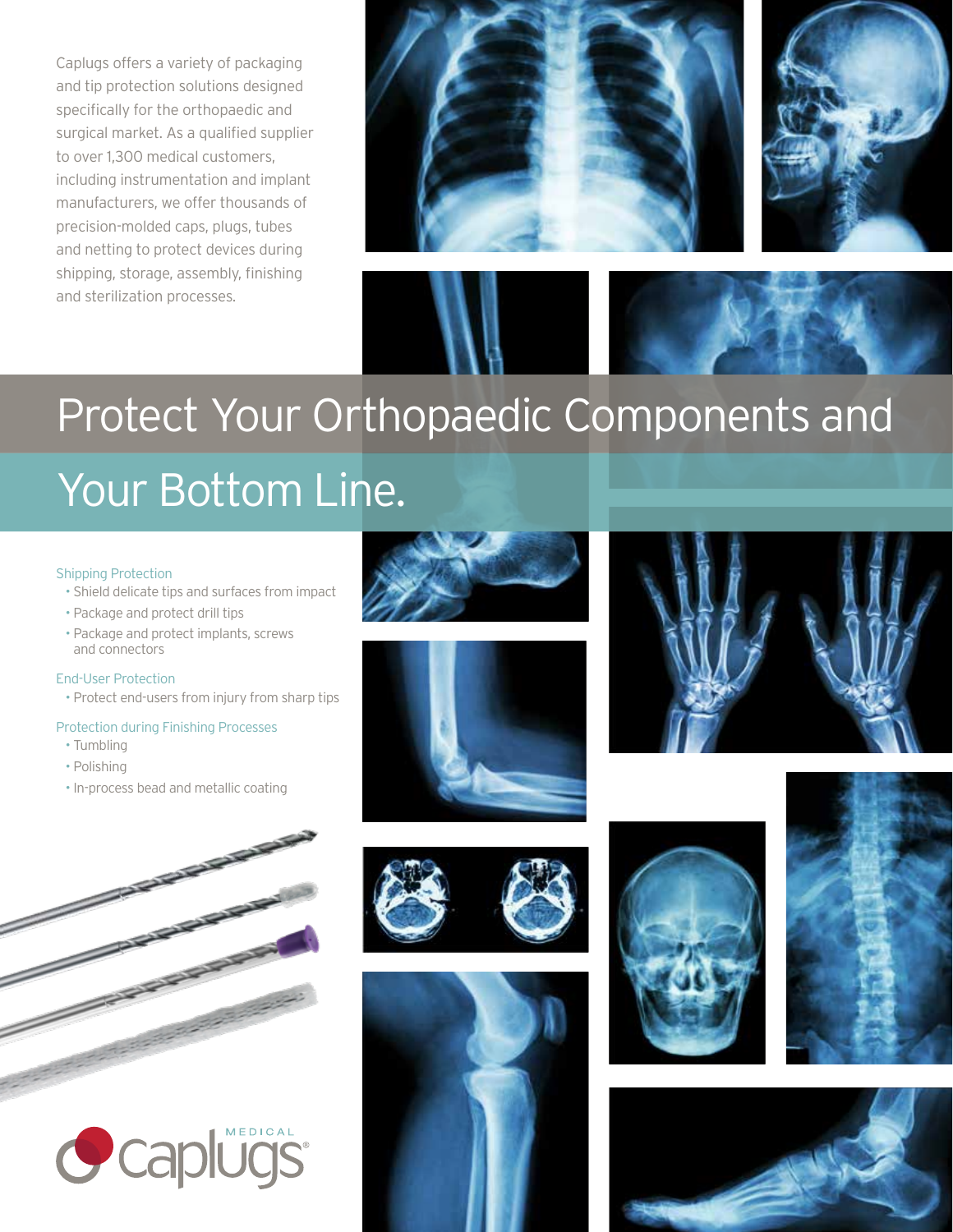Caplugs offers a variety of packaging and tip protection solutions designed specifically for the orthopaedic and surgical market. As a qualified supplier to over 1,300 medical customers, including instrumentation and implant manufacturers, we offer thousands of precision-molded caps, plugs, tubes and netting to protect devices during shipping, storage, assembly, finishing and sterilization processes.

# Protect Your Orthopaedic Components and Your Bottom Line.

### Shipping Protection

- Shield delicate tips and surfaces from impact
- Package and protect drill tips
- Package and protect implants, screws and connectors

### End-User Protection

- Protect end-users from injury from sharp tips

### Protection during Finishing Processes

- Tumbling
- Polishing
- In-process bead and metallic coating

MEDICAL caplugs®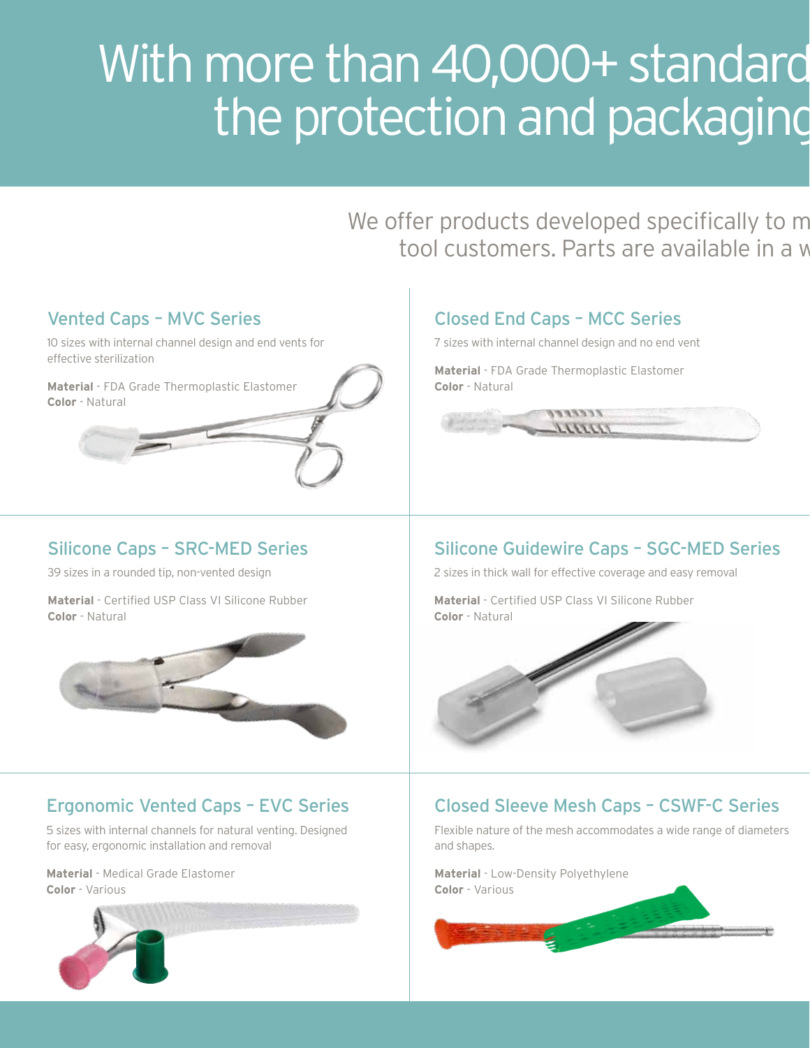# With more than 40,000+ standard the protection and packaging

We offer products developed specifically to m tool customers. Parts are available in a w

## Vented Caps – MVC Series

10 sizes with internal channel design and end vents for effective sterilization

**Material** - FDA Grade Thermoplastic Elastomer
**Color** - Natural

## Closed End Caps – MCC Series

7 sizes with internal channel design and no end vent

**Material** - FDA Grade Thermoplastic Elastomer
**Color** - Natural

## Silicone Caps – SRC-MED Series

39 sizes in a rounded tip, non-vented design

**Material** - Certified USP Class VI Silicone Rubber
**Color** - Natural

## Silicone Guidewire Caps – SGC-MED Series

2 sizes in thick wall for effective coverage and easy removal

**Material** - Certified USP Class VI Silicone Rubber
**Color** - Natural

## Ergonomic Vented Caps – EVC Series

5 sizes with internal channels for natural venting. Designed for easy, ergonomic installation and removal

**Material** - Medical Grade Elastomer
**Color** - Various

## Closed Sleeve Mesh Caps – CSWF-C Series

Flexible nature of the mesh accommodates a wide range of diameters and shapes.

**Material** - Low-Density Polyethylene
**Color** - Various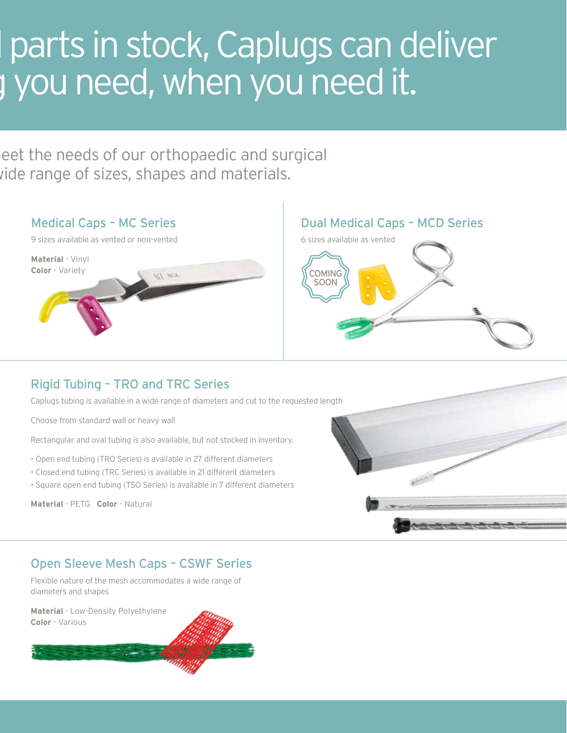# l parts in stock, Caplugs can deliver g you need, when you need it.

eet the needs of our orthopaedic and surgical vide range of sizes, shapes and materials.

## Medical Caps – MC Series

9 sizes available as vented or non-vented

**Material** - Vinyl
**Color** - Variety

## Dual Medical Caps – MCD Series

6 sizes available as vented

COMING SOON

## Rigid Tubing – TRO and TRC Series

Caplugs tubing is available in a wide range of diameters and cut to the requested length

Choose from standard wall or heavy wall

Rectangular and oval tubing is also available, but not stocked in inventory.

- Open end tubing (TRO Series) is available in 27 different diameters
- Closed end tubing (TRC Series) is available in 21 different diameters
- Square open end tubing (TSO Series) is available in 7 different diameters

**Material** - PETG **Color** - Natural

## Open Sleeve Mesh Caps – CSWF Series

Flexible nature of the mesh accommodates a wide range of diameters and shapes

**Material** - Low-Density Polyethylene
**Color** - Various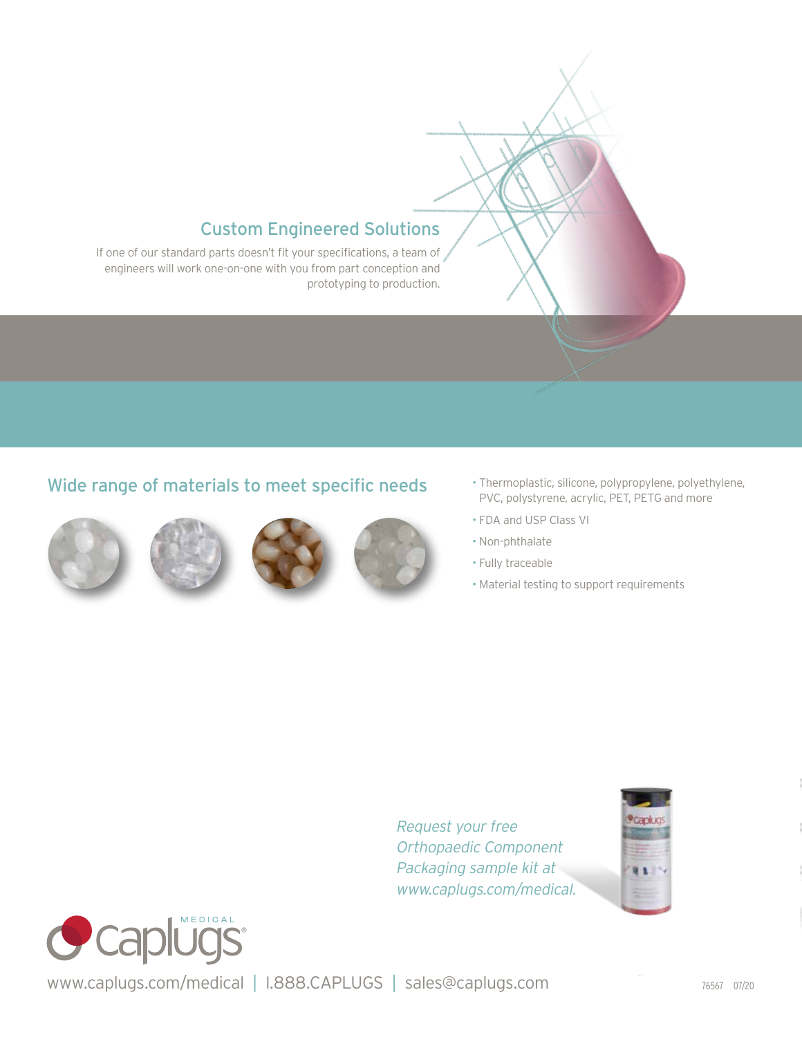## Custom Engineered Solutions

If one of our standard parts doesn't fit your specifications, a team of engineers will work one-on-one with you from part conception and prototyping to production.

## Wide range of materials to meet specific needs

- Thermoplastic, silicone, polypropylene, polyethylene, PVC, polystyrene, acrylic, PET, PETG and more
- FDA and USP Class VI
- Non-phthalate
- Fully traceable
- Material testing to support requirements

*Request your free Orthopaedic Component Packaging sample kit at www.caplugs.com/medical.*

caplugs MEDICAL

www.caplugs.com/medical | 1.888.CAPLUGS | sales@caplugs.com

76567 07/20